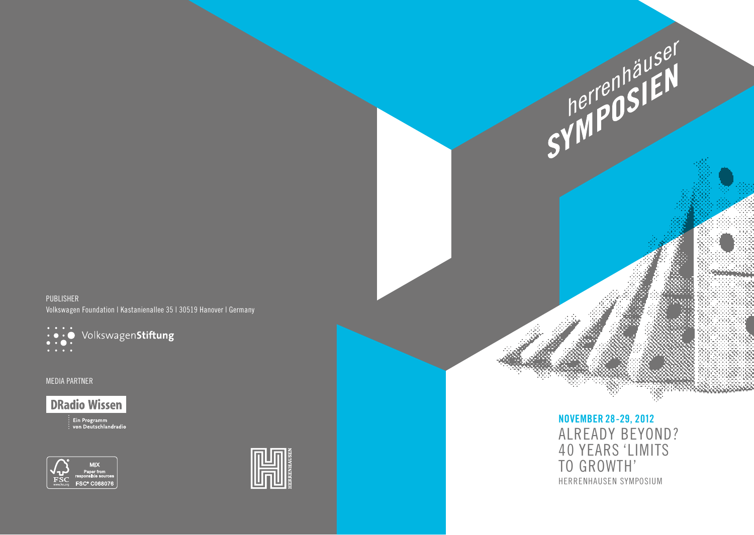herrenhäuser

SYMPOSIEN

**NOVEMBER 28-29, 2012**

# ALREADY BEYOND? 40 YEARS 'LIMITS TO GROWTH'

HERRENHAUSEN SYMPOSIUM

PUBLISHER

Volkswagen Foundation | Kastanienallee 35 | 30519 Hanover | Germany

VolkswagenStiftung

MEDIA PARTNER

DRadio Wissen

Ein Programm von Deutschlandradio

MIX Paper from responsible sources FSC® C068076

HERRENHAUSEN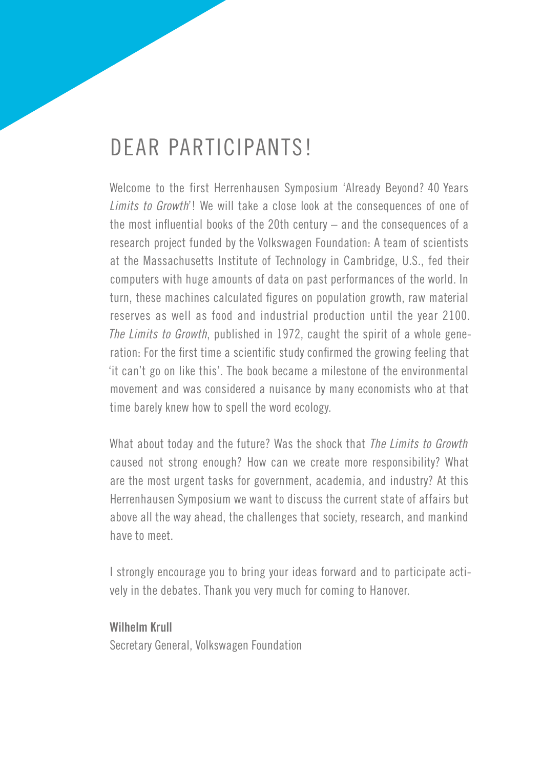# DEAR PARTICIPANTS!

Welcome to the first Herrenhausen Symposium 'Already Beyond? 40 Years *Limits to Growth*'! We will take a close look at the consequences of one of the most influential books of the 20th century – and the consequences of a research project funded by the Volkswagen Foundation: A team of scientists at the Massachusetts Institute of Technology in Cambridge, U.S., fed their computers with huge amounts of data on past performances of the world. In turn, these machines calculated figures on population growth, raw material reserves as well as food and industrial production until the year 2100. *The Limits to Growth*, published in 1972, caught the spirit of a whole generation: For the first time a scientific study confirmed the growing feeling that 'it can't go on like this'. The book became a milestone of the environmental movement and was considered a nuisance by many economists who at that time barely knew how to spell the word ecology.

What about today and the future? Was the shock that *The Limits to Growth* caused not strong enough? How can we create more responsibility? What are the most urgent tasks for government, academia, and industry? At this Herrenhausen Symposium we want to discuss the current state of affairs but above all the way ahead, the challenges that society, research, and mankind have to meet.

I strongly encourage you to bring your ideas forward and to participate actively in the debates. Thank you very much for coming to Hanover.

**Wilhelm Krull**
Secretary General, Volkswagen Foundation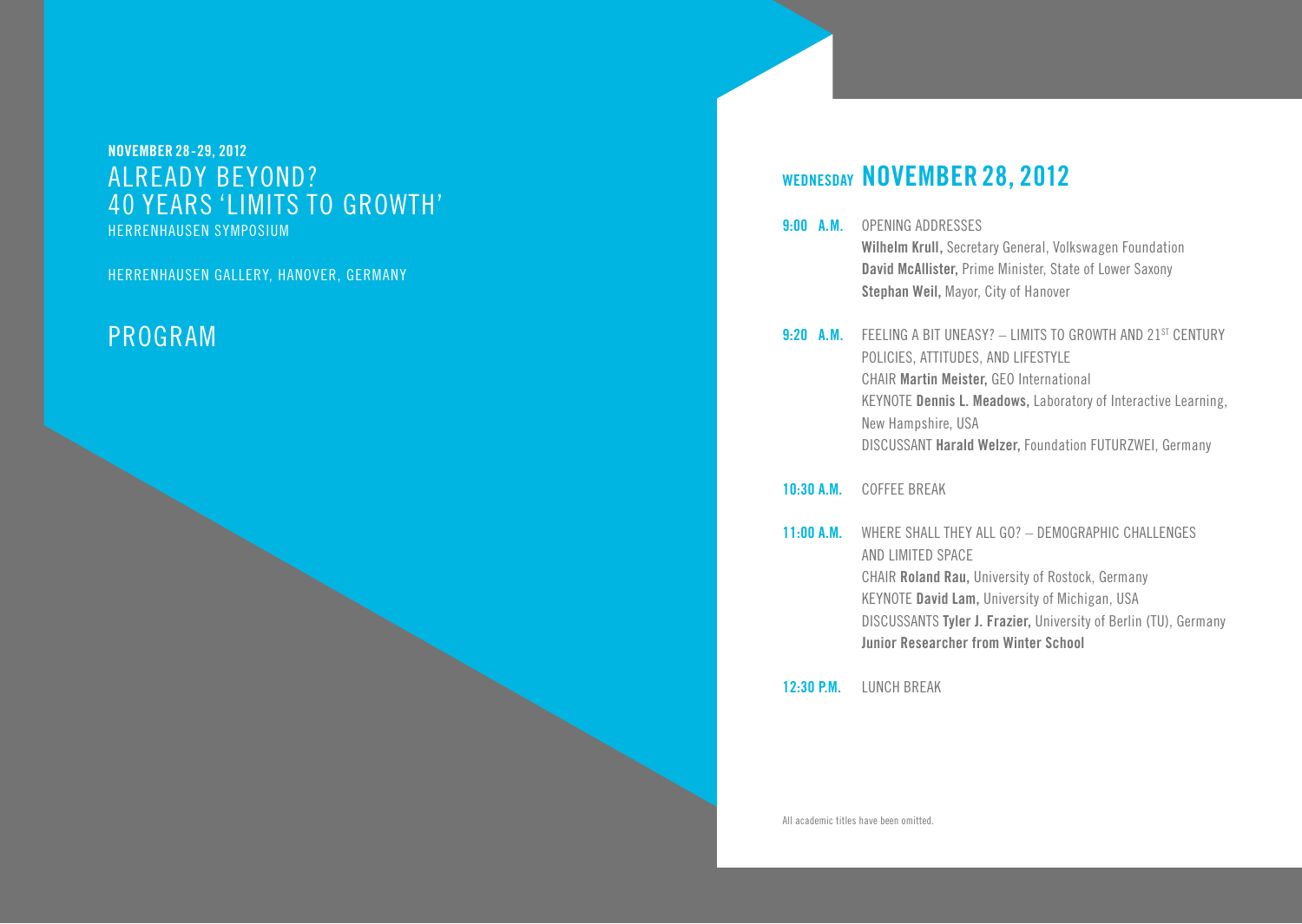**NOVEMBER 28 - 29, 2012**

# ALREADY BEYOND? 40 YEARS 'LIMITS TO GROWTH'

HERRENHAUSEN SYMPOSIUM

HERRENHAUSEN GALLERY, HANOVER, GERMANY

## PROGRAM

## WEDNESDAY NOVEMBER 28, 2012

**9:00 A.M.** OPENING ADDRESSES
**Wilhelm Krull,** Secretary General, Volkswagen Foundation
**David McAllister,** Prime Minister, State of Lower Saxony
**Stephan Weil,** Mayor, City of Hanover

**9:20 A.M.** FEELING A BIT UNEASY? – LIMITS TO GROWTH AND 21ST CENTURY POLICIES, ATTITUDES, AND LIFESTYLE
CHAIR **Martin Meister,** GEO International
KEYNOTE **Dennis L. Meadows,** Laboratory of Interactive Learning, New Hampshire, USA
DISCUSSANT **Harald Welzer,** Foundation FUTURZWEI, Germany

**10:30 A.M.** COFFEE BREAK

**11:00 A.M.** WHERE SHALL THEY ALL GO? – DEMOGRAPHIC CHALLENGES AND LIMITED SPACE
CHAIR **Roland Rau,** University of Rostock, Germany
KEYNOTE **David Lam,** University of Michigan, USA
DISCUSSANTS **Tyler J. Frazier,** University of Berlin (TU), Germany
**Junior Researcher from Winter School**

**12:30 P.M.** LUNCH BREAK

All academic titles have been omitted.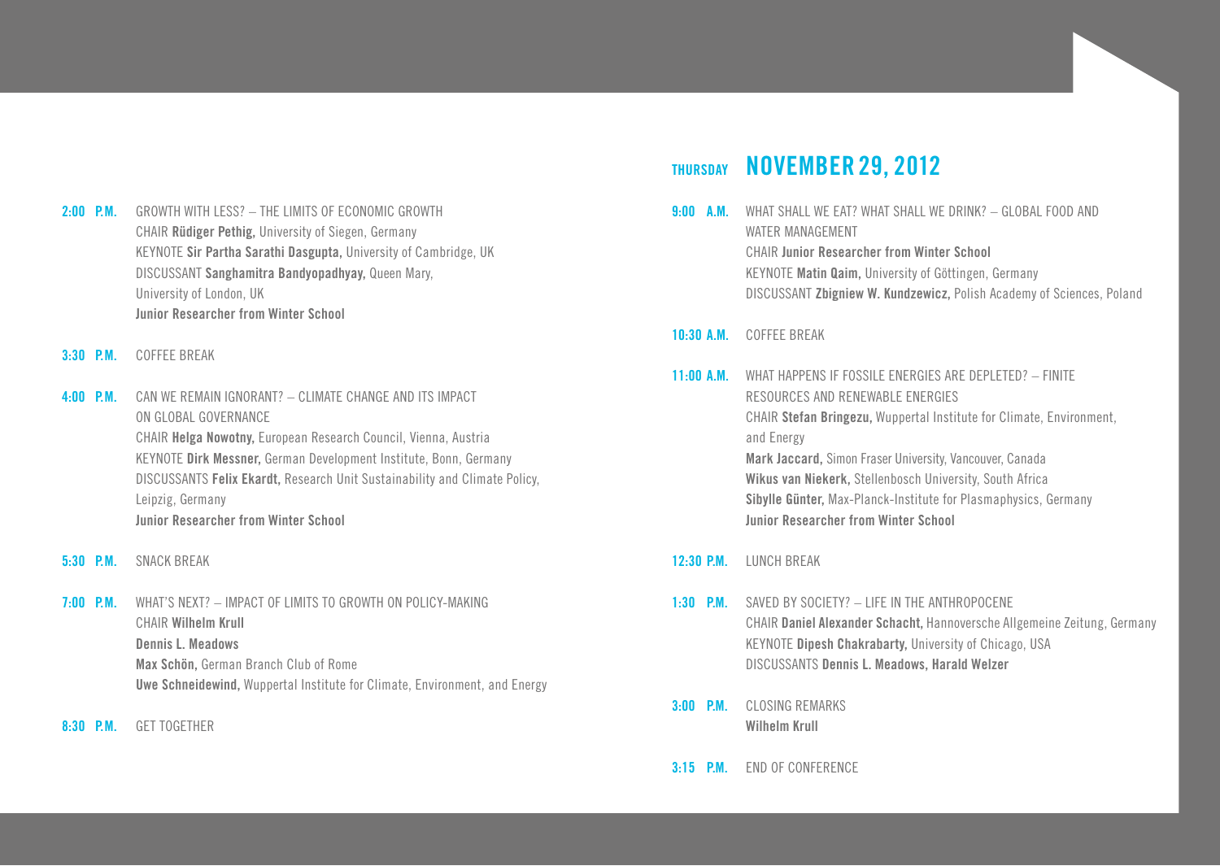**2:00 P.M.** GROWTH WITH LESS? – THE LIMITS OF ECONOMIC GROWTH
CHAIR **Rüdiger Pethig,** University of Siegen, Germany
KEYNOTE **Sir Partha Sarathi Dasgupta,** University of Cambridge, UK
DISCUSSANT **Sanghamitra Bandyopadhyay,** Queen Mary, University of London, UK
**Junior Researcher from Winter School**

**3:30 P.M.** COFFEE BREAK

**4:00 P.M.** CAN WE REMAIN IGNORANT? – CLIMATE CHANGE AND ITS IMPACT ON GLOBAL GOVERNANCE
CHAIR **Helga Nowotny,** European Research Council, Vienna, Austria
KEYNOTE **Dirk Messner,** German Development Institute, Bonn, Germany
DISCUSSANTS **Felix Ekardt,** Research Unit Sustainability and Climate Policy, Leipzig, Germany
**Junior Researcher from Winter School**

**5:30 P.M.** SNACK BREAK

**7:00 P.M.** WHAT'S NEXT? – IMPACT OF LIMITS TO GROWTH ON POLICY-MAKING
CHAIR **Wilhelm Krull**
**Dennis L. Meadows**
**Max Schön,** German Branch Club of Rome
**Uwe Schneidewind,** Wuppertal Institute for Climate, Environment, and Energy

**8:30 P.M.** GET TOGETHER

## THURSDAY NOVEMBER 29, 2012

**9:00 A.M.** WHAT SHALL WE EAT? WHAT SHALL WE DRINK? – GLOBAL FOOD AND WATER MANAGEMENT
CHAIR **Junior Researcher from Winter School**
KEYNOTE **Matin Qaim,** University of Göttingen, Germany
DISCUSSANT **Zbigniew W. Kundzewicz,** Polish Academy of Sciences, Poland

**10:30 A.M.** COFFEE BREAK

**11:00 A.M.** WHAT HAPPENS IF FOSSILE ENERGIES ARE DEPLETED? – FINITE RESOURCES AND RENEWABLE ENERGIES
CHAIR **Stefan Bringezu,** Wuppertal Institute for Climate, Environment, and Energy
**Mark Jaccard,** Simon Fraser University, Vancouver, Canada
**Wikus van Niekerk,** Stellenbosch University, South Africa
**Sibylle Günter,** Max-Planck-Institute for Plasmaphysics, Germany
**Junior Researcher from Winter School**

**12:30 P.M.** LUNCH BREAK

**1:30 P.M.** SAVED BY SOCIETY? – LIFE IN THE ANTHROPOCENE
CHAIR **Daniel Alexander Schacht,** Hannoversche Allgemeine Zeitung, Germany
KEYNOTE **Dipesh Chakrabarty,** University of Chicago, USA
DISCUSSANTS **Dennis L. Meadows, Harald Welzer**

**3:00 P.M.** CLOSING REMARKS
**Wilhelm Krull**

**3:15 P.M.** END OF CONFERENCE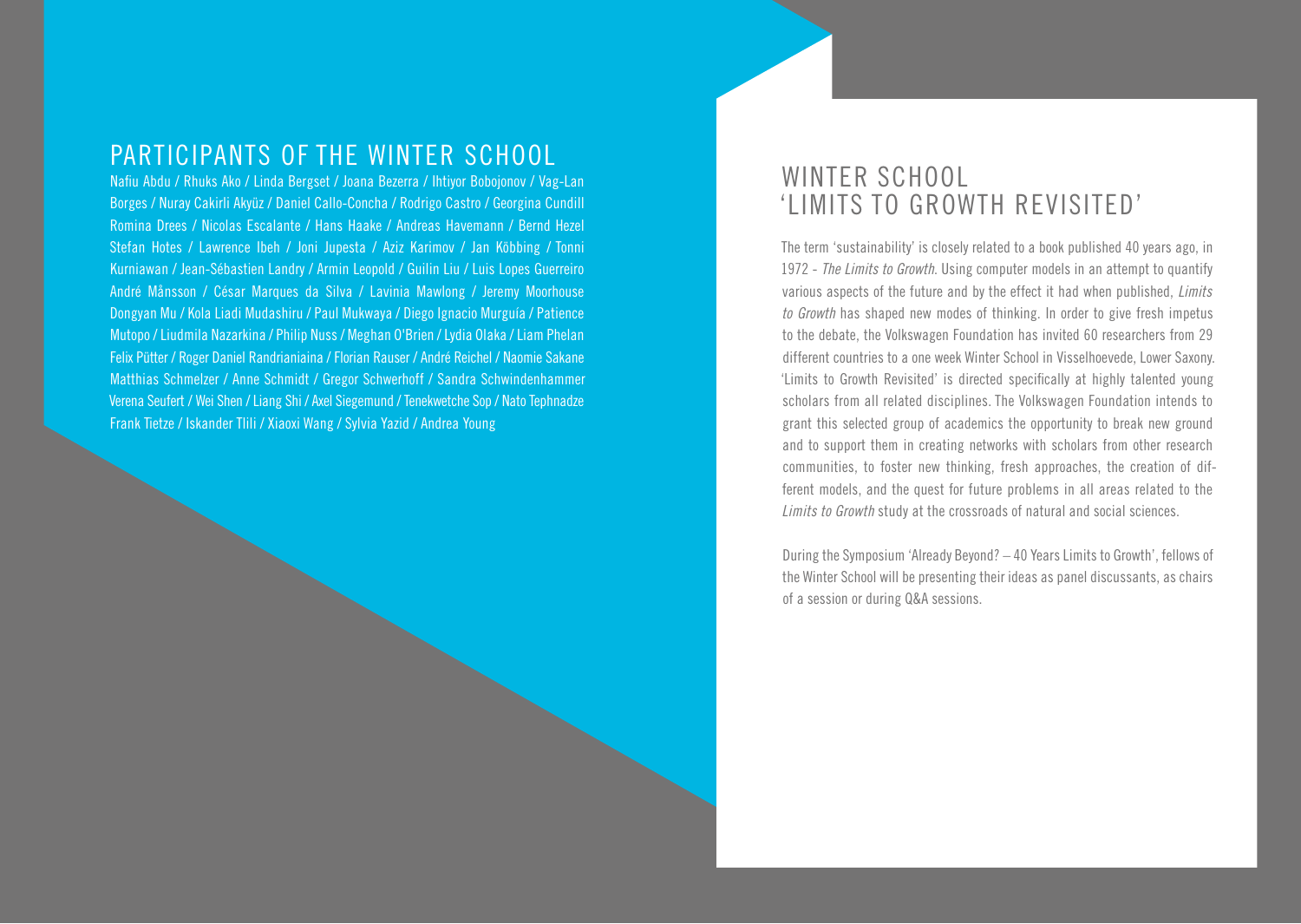## PARTICIPANTS OF THE WINTER SCHOOL

Nafiu Abdu / Rhuks Ako / Linda Bergset / Joana Bezerra / Ihtiyor Bobojonov / Vag-Lan Borges / Nuray Cakirli Akyüz / Daniel Callo-Concha / Rodrigo Castro / Georgina Cundill Romina Drees / Nicolas Escalante / Hans Haake / Andreas Havemann / Bernd Hezel Stefan Hotes / Lawrence Ibeh / Joni Jupesta / Aziz Karimov / Jan Köbbing / Tonni Kurniawan / Jean-Sébastien Landry / Armin Leopold / Guilin Liu / Luis Lopes Guerreiro André Månsson / César Marques da Silva / Lavinia Mawlong / Jeremy Moorhouse Dongyan Mu / Kola Liadi Mudashiru / Paul Mukwaya / Diego Ignacio Murguía / Patience Mutopo / Liudmila Nazarkina / Philip Nuss / Meghan O'Brien / Lydia Olaka / Liam Phelan Felix Pütter / Roger Daniel Randrianiaina / Florian Rauser / André Reichel / Naomie Sakane Matthias Schmelzer / Anne Schmidt / Gregor Schwerhoff / Sandra Schwindenhammer Verena Seufert / Wei Shen / Liang Shi / Axel Siegemund / Tenekwetche Sop / Nato Tephnadze Frank Tietze / Iskander Tlili / Xiaoxi Wang / Sylvia Yazid / Andrea Young

## WINTER SCHOOL 'LIMITS TO GROWTH REVISITED'

The term 'sustainability' is closely related to a book published 40 years ago, in 1972 - *The Limits to Growth*. Using computer models in an attempt to quantify various aspects of the future and by the effect it had when published, *Limits to Growth* has shaped new modes of thinking. In order to give fresh impetus to the debate, the Volkswagen Foundation has invited 60 researchers from 29 different countries to a one week Winter School in Visselhoevede, Lower Saxony. 'Limits to Growth Revisited' is directed specifically at highly talented young scholars from all related disciplines. The Volkswagen Foundation intends to grant this selected group of academics the opportunity to break new ground and to support them in creating networks with scholars from other research communities, to foster new thinking, fresh approaches, the creation of different models, and the quest for future problems in all areas related to the *Limits to Growth* study at the crossroads of natural and social sciences.

During the Symposium 'Already Beyond? – 40 Years Limits to Growth', fellows of the Winter School will be presenting their ideas as panel discussants, as chairs of a session or during Q&A sessions.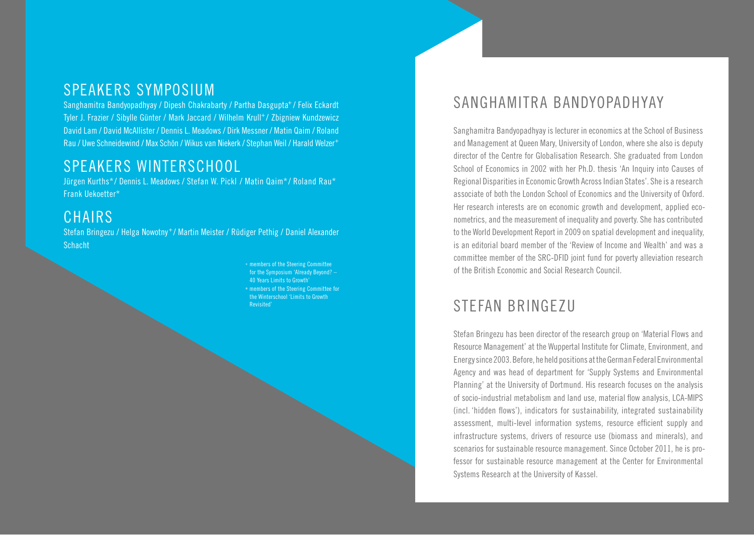## SPEAKERS SYMPOSIUM

Sanghamitra Bandyopadhyay / Dipesh Chakrabarty / Partha Dasgupta+ / Felix Eckardt Tyler J. Frazier / Sibylle Günter / Mark Jaccard / Wilhelm Krull+ / Zbigniew Kundzewicz David Lam / David McAllister / Dennis L. Meadows / Dirk Messner / Matin Qaim / Roland Rau / Uwe Schneidewind / Max Schön / Wikus van Niekerk / Stephan Weil / Harald Welzer+

## SPEAKERS WINTERSCHOOL

Jürgen Kurths* / Dennis L. Meadows / Stefan W. Pickl / Matin Qaim* / Roland Rau* Frank Uekoetter*

## CHAIRS

Stefan Bringezu / Helga Nowotny+ / Martin Meister / Rüdiger Pethig / Daniel Alexander Schacht

+ members of the Steering Committee for the Symposium 'Already Beyond? – 40 Years Limits to Growth'

* members of the Steering Committee for the Winterschool 'Limits to Growth Revisited'

## SANGHAMITRA BANDYOPADHYAY

Sanghamitra Bandyopadhyay is lecturer in economics at the School of Business and Management at Queen Mary, University of London, where she also is deputy director of the Centre for Globalisation Research. She graduated from London School of Economics in 2002 with her Ph.D. thesis 'An Inquiry into Causes of Regional Disparities in Economic Growth Across Indian States'. She is a research associate of both the London School of Economics and the University of Oxford. Her research interests are on economic growth and development, applied econometrics, and the measurement of inequality and poverty. She has contributed to the World Development Report in 2009 on spatial development and inequality, is an editorial board member of the 'Review of Income and Wealth' and was a committee member of the SRC-DFID joint fund for poverty alleviation research of the British Economic and Social Research Council.

## STEFAN BRINGEZU

Stefan Bringezu has been director of the research group on 'Material Flows and Resource Management' at the Wuppertal Institute for Climate, Environment, and Energy since 2003. Before, he held positions at the German Federal Environmental Agency and was head of department for 'Supply Systems and Environmental Planning' at the University of Dortmund. His research focuses on the analysis of socio-industrial metabolism and land use, material flow analysis, LCA-MIPS (incl. 'hidden flows'), indicators for sustainability, integrated sustainability assessment, multi-level information systems, resource efficient supply and infrastructure systems, drivers of resource use (biomass and minerals), and scenarios for sustainable resource management. Since October 2011, he is professor for sustainable resource management at the Center for Environmental Systems Research at the University of Kassel.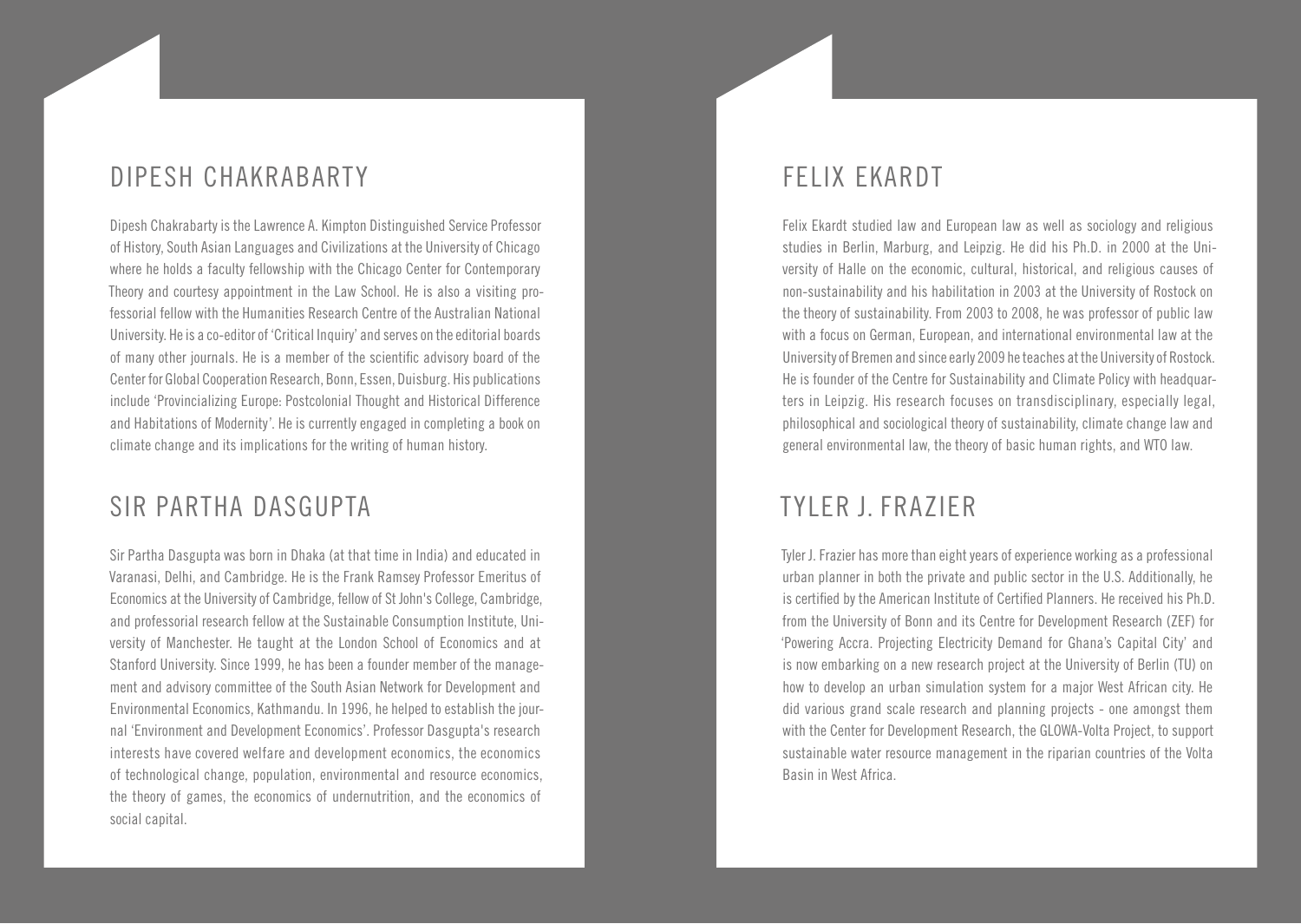## DIPESH CHAKRABARTY

Dipesh Chakrabarty is the Lawrence A. Kimpton Distinguished Service Professor of History, South Asian Languages and Civilizations at the University of Chicago where he holds a faculty fellowship with the Chicago Center for Contemporary Theory and courtesy appointment in the Law School. He is also a visiting professorial fellow with the Humanities Research Centre of the Australian National University. He is a co-editor of 'Critical Inquiry' and serves on the editorial boards of many other journals. He is a member of the scientific advisory board of the Center for Global Cooperation Research, Bonn, Essen, Duisburg. His publications include 'Provincializing Europe: Postcolonial Thought and Historical Difference and Habitations of Modernity'. He is currently engaged in completing a book on climate change and its implications for the writing of human history.

## SIR PARTHA DASGUPTA

Sir Partha Dasgupta was born in Dhaka (at that time in India) and educated in Varanasi, Delhi, and Cambridge. He is the Frank Ramsey Professor Emeritus of Economics at the University of Cambridge, fellow of St John's College, Cambridge, and professorial research fellow at the Sustainable Consumption Institute, University of Manchester. He taught at the London School of Economics and at Stanford University. Since 1999, he has been a founder member of the management and advisory committee of the South Asian Network for Development and Environmental Economics, Kathmandu. In 1996, he helped to establish the journal 'Environment and Development Economics'. Professor Dasgupta's research interests have covered welfare and development economics, the economics of technological change, population, environmental and resource economics, the theory of games, the economics of undernutrition, and the economics of social capital.

## FELIX EKARDT

Felix Ekardt studied law and European law as well as sociology and religious studies in Berlin, Marburg, and Leipzig. He did his Ph.D. in 2000 at the University of Halle on the economic, cultural, historical, and religious causes of non-sustainability and his habilitation in 2003 at the University of Rostock on the theory of sustainability. From 2003 to 2008, he was professor of public law with a focus on German, European, and international environmental law at the University of Bremen and since early 2009 he teaches at the University of Rostock. He is founder of the Centre for Sustainability and Climate Policy with headquarters in Leipzig. His research focuses on transdisciplinary, especially legal, philosophical and sociological theory of sustainability, climate change law and general environmental law, the theory of basic human rights, and WTO law.

## TYLER J. FRAZIER

Tyler J. Frazier has more than eight years of experience working as a professional urban planner in both the private and public sector in the U.S. Additionally, he is certified by the American Institute of Certified Planners. He received his Ph.D. from the University of Bonn and its Centre for Development Research (ZEF) for 'Powering Accra. Projecting Electricity Demand for Ghana's Capital City' and is now embarking on a new research project at the University of Berlin (TU) on how to develop an urban simulation system for a major West African city. He did various grand scale research and planning projects - one amongst them with the Center for Development Research, the GLOWA-Volta Project, to support sustainable water resource management in the riparian countries of the Volta Basin in West Africa.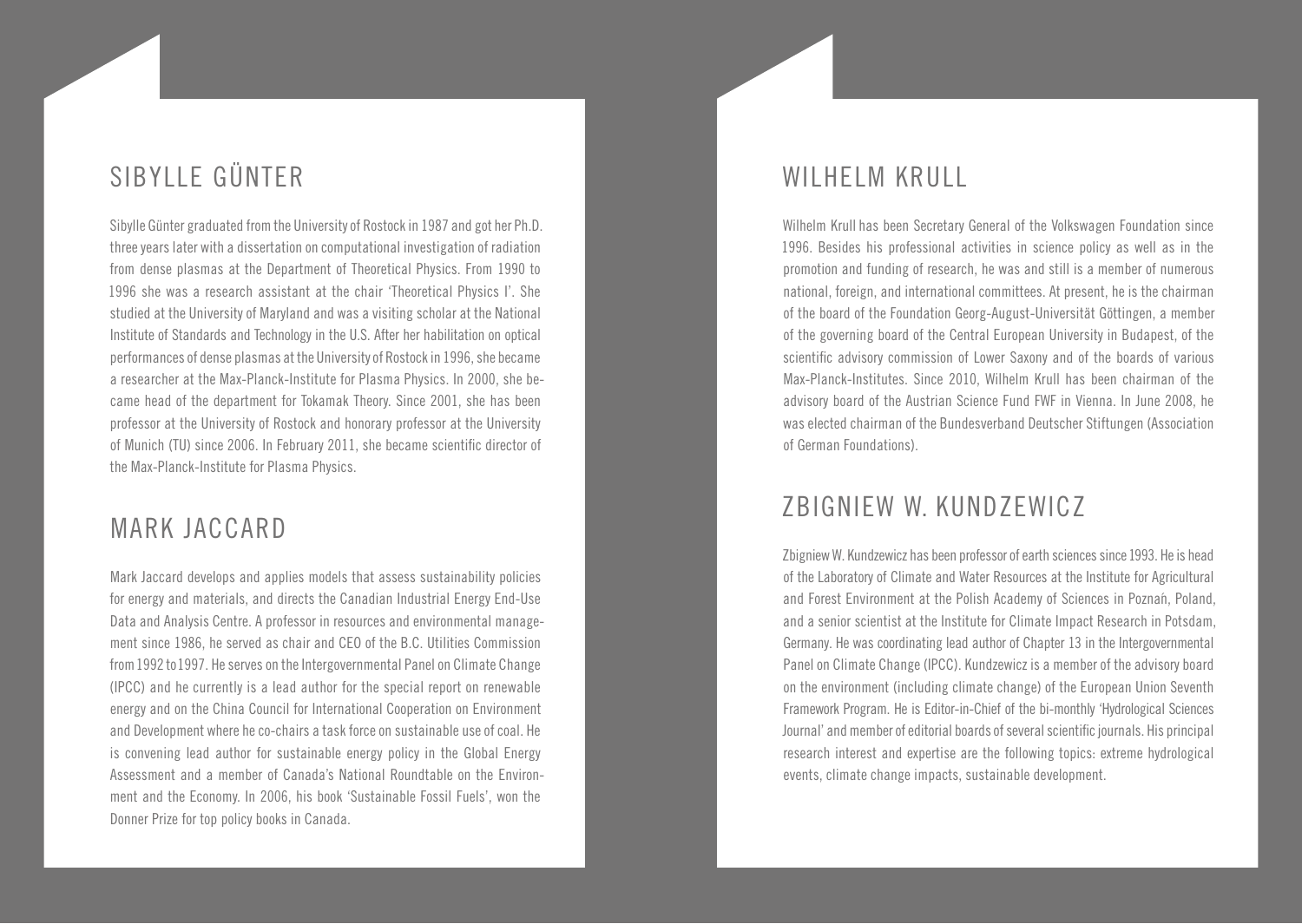## SIBYLLE GÜNTER

Sibylle Günter graduated from the University of Rostock in 1987 and got her Ph.D. three years later with a dissertation on computational investigation of radiation from dense plasmas at the Department of Theoretical Physics. From 1990 to 1996 she was a research assistant at the chair 'Theoretical Physics I'. She studied at the University of Maryland and was a visiting scholar at the National Institute of Standards and Technology in the U.S. After her habilitation on optical performances of dense plasmas at the University of Rostock in 1996, she became a researcher at the Max-Planck-Institute for Plasma Physics. In 2000, she became head of the department for Tokamak Theory. Since 2001, she has been professor at the University of Rostock and honorary professor at the University of Munich (TU) since 2006. In February 2011, she became scientific director of the Max-Planck-Institute for Plasma Physics.

## MARK JACCARD

Mark Jaccard develops and applies models that assess sustainability policies for energy and materials, and directs the Canadian Industrial Energy End-Use Data and Analysis Centre. A professor in resources and environmental management since 1986, he served as chair and CEO of the B.C. Utilities Commission from 1992 to 1997. He serves on the Intergovernmental Panel on Climate Change (IPCC) and he currently is a lead author for the special report on renewable energy and on the China Council for International Cooperation on Environment and Development where he co-chairs a task force on sustainable use of coal. He is convening lead author for sustainable energy policy in the Global Energy Assessment and a member of Canada's National Roundtable on the Environment and the Economy. In 2006, his book 'Sustainable Fossil Fuels', won the Donner Prize for top policy books in Canada.

## WILHELM KRULL

Wilhelm Krull has been Secretary General of the Volkswagen Foundation since 1996. Besides his professional activities in science policy as well as in the promotion and funding of research, he was and still is a member of numerous national, foreign, and international committees. At present, he is the chairman of the board of the Foundation Georg-August-Universität Göttingen, a member of the governing board of the Central European University in Budapest, of the scientific advisory commission of Lower Saxony and of the boards of various Max-Planck-Institutes. Since 2010, Wilhelm Krull has been chairman of the advisory board of the Austrian Science Fund FWF in Vienna. In June 2008, he was elected chairman of the Bundesverband Deutscher Stiftungen (Association of German Foundations).

## ZBIGNIEW W. KUNDZEWICZ

Zbigniew W. Kundzewicz has been professor of earth sciences since 1993. He is head of the Laboratory of Climate and Water Resources at the Institute for Agricultural and Forest Environment at the Polish Academy of Sciences in Poznań, Poland, and a senior scientist at the Institute for Climate Impact Research in Potsdam, Germany. He was coordinating lead author of Chapter 13 in the Intergovernmental Panel on Climate Change (IPCC). Kundzewicz is a member of the advisory board on the environment (including climate change) of the European Union Seventh Framework Program. He is Editor-in-Chief of the bi-monthly 'Hydrological Sciences Journal' and member of editorial boards of several scientific journals. His principal research interest and expertise are the following topics: extreme hydrological events, climate change impacts, sustainable development.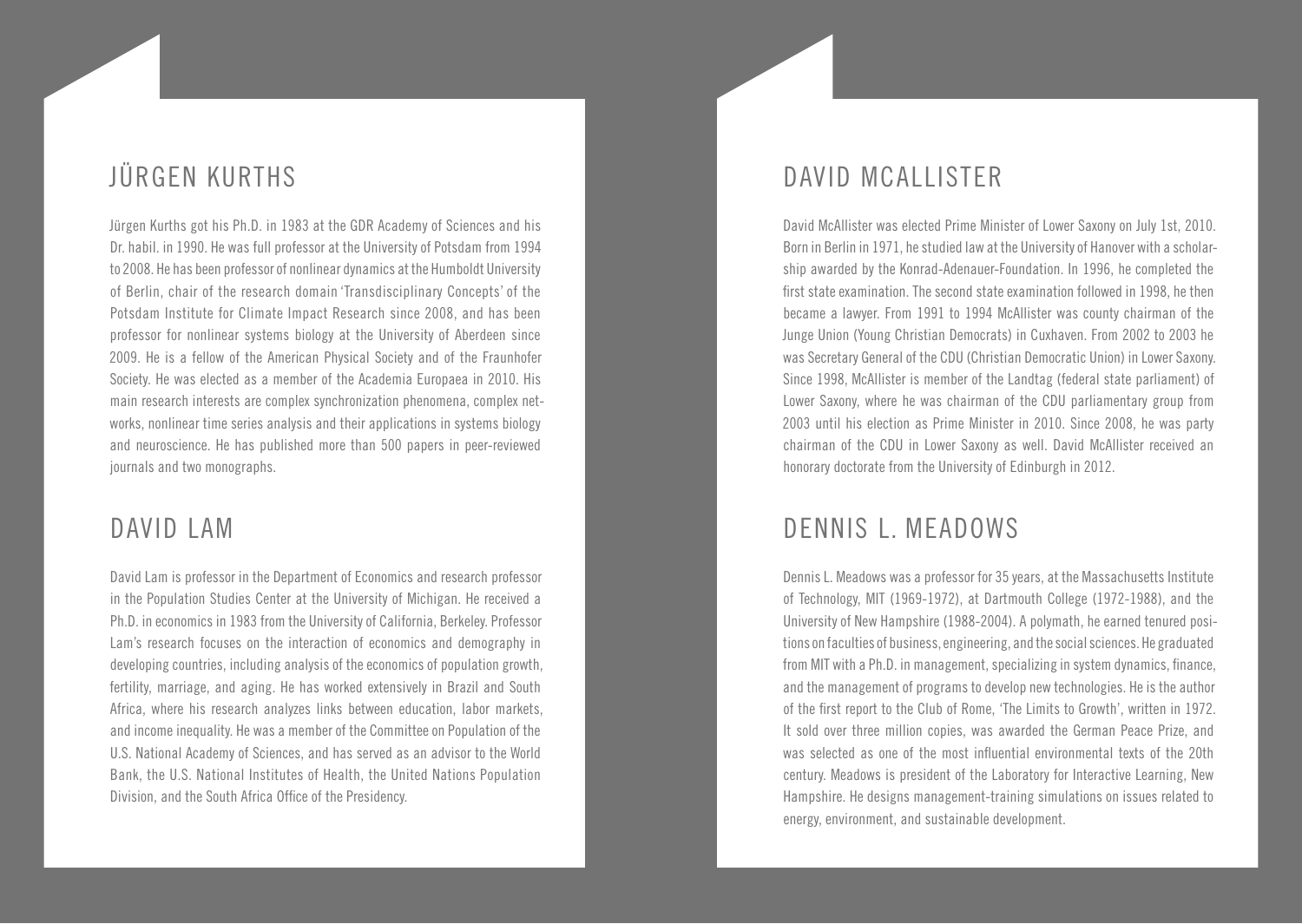## JÜRGEN KURTHS

Jürgen Kurths got his Ph.D. in 1983 at the GDR Academy of Sciences and his Dr. habil. in 1990. He was full professor at the University of Potsdam from 1994 to 2008. He has been professor of nonlinear dynamics at the Humboldt University of Berlin, chair of the research domain 'Transdisciplinary Concepts' of the Potsdam Institute for Climate Impact Research since 2008, and has been professor for nonlinear systems biology at the University of Aberdeen since 2009. He is a fellow of the American Physical Society and of the Fraunhofer Society. He was elected as a member of the Academia Europaea in 2010. His main research interests are complex synchronization phenomena, complex networks, nonlinear time series analysis and their applications in systems biology and neuroscience. He has published more than 500 papers in peer-reviewed journals and two monographs.

## DAVID LAM

David Lam is professor in the Department of Economics and research professor in the Population Studies Center at the University of Michigan. He received a Ph.D. in economics in 1983 from the University of California, Berkeley. Professor Lam's research focuses on the interaction of economics and demography in developing countries, including analysis of the economics of population growth, fertility, marriage, and aging. He has worked extensively in Brazil and South Africa, where his research analyzes links between education, labor markets, and income inequality. He was a member of the Committee on Population of the U.S. National Academy of Sciences, and has served as an advisor to the World Bank, the U.S. National Institutes of Health, the United Nations Population Division, and the South Africa Office of the Presidency.

## DAVID MCALLISTER

David McAllister was elected Prime Minister of Lower Saxony on July 1st, 2010. Born in Berlin in 1971, he studied law at the University of Hanover with a scholarship awarded by the Konrad-Adenauer-Foundation. In 1996, he completed the first state examination. The second state examination followed in 1998, he then became a lawyer. From 1991 to 1994 McAllister was county chairman of the Junge Union (Young Christian Democrats) in Cuxhaven. From 2002 to 2003 he was Secretary General of the CDU (Christian Democratic Union) in Lower Saxony. Since 1998, McAllister is member of the Landtag (federal state parliament) of Lower Saxony, where he was chairman of the CDU parliamentary group from 2003 until his election as Prime Minister in 2010. Since 2008, he was party chairman of the CDU in Lower Saxony as well. David McAllister received an honorary doctorate from the University of Edinburgh in 2012.

## DENNIS L. MEADOWS

Dennis L. Meadows was a professor for 35 years, at the Massachusetts Institute of Technology, MIT (1969-1972), at Dartmouth College (1972-1988), and the University of New Hampshire (1988-2004). A polymath, he earned tenured positions on faculties of business, engineering, and the social sciences. He graduated from MIT with a Ph.D. in management, specializing in system dynamics, finance, and the management of programs to develop new technologies. He is the author of the first report to the Club of Rome, 'The Limits to Growth', written in 1972. It sold over three million copies, was awarded the German Peace Prize, and was selected as one of the most influential environmental texts of the 20th century. Meadows is president of the Laboratory for Interactive Learning, New Hampshire. He designs management-training simulations on issues related to energy, environment, and sustainable development.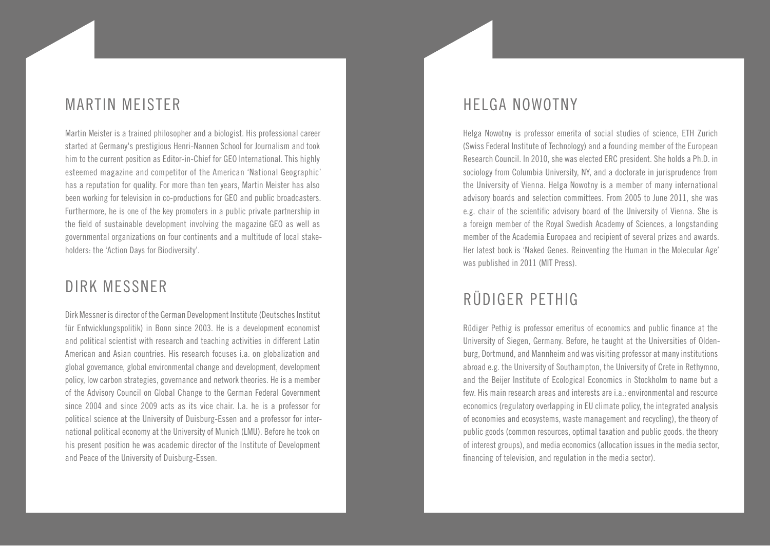## MARTIN MEISTER

Martin Meister is a trained philosopher and a biologist. His professional career started at Germany's prestigious Henri-Nannen School for Journalism and took him to the current position as Editor-in-Chief for GEO International. This highly esteemed magazine and competitor of the American 'National Geographic' has a reputation for quality. For more than ten years, Martin Meister has also been working for television in co-productions for GEO and public broadcasters. Furthermore, he is one of the key promoters in a public private partnership in the field of sustainable development involving the magazine GEO as well as governmental organizations on four continents and a multitude of local stakeholders: the 'Action Days for Biodiversity'.

## DIRK MESSNER

Dirk Messner is director of the German Development Institute (Deutsches Institut für Entwicklungspolitik) in Bonn since 2003. He is a development economist and political scientist with research and teaching activities in different Latin American and Asian countries. His research focuses i.a. on globalization and global governance, global environmental change and development, development policy, low carbon strategies, governance and network theories. He is a member of the Advisory Council on Global Change to the German Federal Government since 2004 and since 2009 acts as its vice chair. I.a. he is a professor for political science at the University of Duisburg-Essen and a professor for international political economy at the University of Munich (LMU). Before he took on his present position he was academic director of the Institute of Development and Peace of the University of Duisburg-Essen.

## HELGA NOWOTNY

Helga Nowotny is professor emerita of social studies of science, ETH Zurich (Swiss Federal Institute of Technology) and a founding member of the European Research Council. In 2010, she was elected ERC president. She holds a Ph.D. in sociology from Columbia University, NY, and a doctorate in jurisprudence from the University of Vienna. Helga Nowotny is a member of many international advisory boards and selection committees. From 2005 to June 2011, she was e.g. chair of the scientific advisory board of the University of Vienna. She is a foreign member of the Royal Swedish Academy of Sciences, a longstanding member of the Academia Europaea and recipient of several prizes and awards. Her latest book is 'Naked Genes. Reinventing the Human in the Molecular Age' was published in 2011 (MIT Press).

## RÜDIGER PETHIG

Rüdiger Pethig is professor emeritus of economics and public finance at the University of Siegen, Germany. Before, he taught at the Universities of Oldenburg, Dortmund, and Mannheim and was visiting professor at many institutions abroad e.g. the University of Southampton, the University of Crete in Rethymno, and the Beijer Institute of Ecological Economics in Stockholm to name but a few. His main research areas and interests are i.a.: environmental and resource economics (regulatory overlapping in EU climate policy, the integrated analysis of economies and ecosystems, waste management and recycling), the theory of public goods (common resources, optimal taxation and public goods, the theory of interest groups), and media economics (allocation issues in the media sector, financing of television, and regulation in the media sector).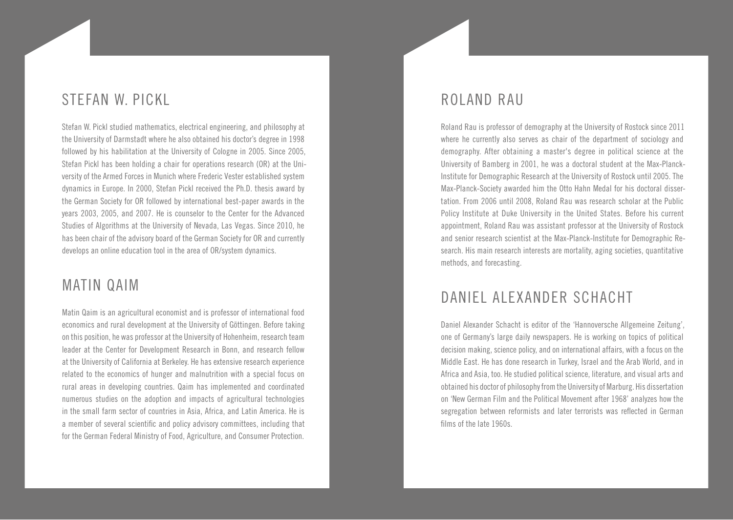## STEFAN W. PICKL

Stefan W. Pickl studied mathematics, electrical engineering, and philosophy at the University of Darmstadt where he also obtained his doctor's degree in 1998 followed by his habilitation at the University of Cologne in 2005. Since 2005, Stefan Pickl has been holding a chair for operations research (OR) at the University of the Armed Forces in Munich where Frederic Vester established system dynamics in Europe. In 2000, Stefan Pickl received the Ph.D. thesis award by the German Society for OR followed by international best-paper awards in the years 2003, 2005, and 2007. He is counselor to the Center for the Advanced Studies of Algorithms at the University of Nevada, Las Vegas. Since 2010, he has been chair of the advisory board of the German Society for OR and currently develops an online education tool in the area of OR/system dynamics.

## MATIN QAIM

Matin Qaim is an agricultural economist and is professor of international food economics and rural development at the University of Göttingen. Before taking on this position, he was professor at the University of Hohenheim, research team leader at the Center for Development Research in Bonn, and research fellow at the University of California at Berkeley. He has extensive research experience related to the economics of hunger and malnutrition with a special focus on rural areas in developing countries. Qaim has implemented and coordinated numerous studies on the adoption and impacts of agricultural technologies in the small farm sector of countries in Asia, Africa, and Latin America. He is a member of several scientific and policy advisory committees, including that for the German Federal Ministry of Food, Agriculture, and Consumer Protection.

## ROLAND RAU

Roland Rau is professor of demography at the University of Rostock since 2011 where he currently also serves as chair of the department of sociology and demography. After obtaining a master's degree in political science at the University of Bamberg in 2001, he was a doctoral student at the Max-Planck-Institute for Demographic Research at the University of Rostock until 2005. The Max-Planck-Society awarded him the Otto Hahn Medal for his doctoral dissertation. From 2006 until 2008, Roland Rau was research scholar at the Public Policy Institute at Duke University in the United States. Before his current appointment, Roland Rau was assistant professor at the University of Rostock and senior research scientist at the Max-Planck-Institute for Demographic Research. His main research interests are mortality, aging societies, quantitative methods, and forecasting.

## DANIEL ALEXANDER SCHACHT

Daniel Alexander Schacht is editor of the 'Hannoversche Allgemeine Zeitung', one of Germany's large daily newspapers. He is working on topics of political decision making, science policy, and on international affairs, with a focus on the Middle East. He has done research in Turkey, Israel and the Arab World, and in Africa and Asia, too. He studied political science, literature, and visual arts and obtained his doctor of philosophy from the University of Marburg. His dissertation on 'New German Film and the Political Movement after 1968' analyzes how the segregation between reformists and later terrorists was reflected in German films of the late 1960s.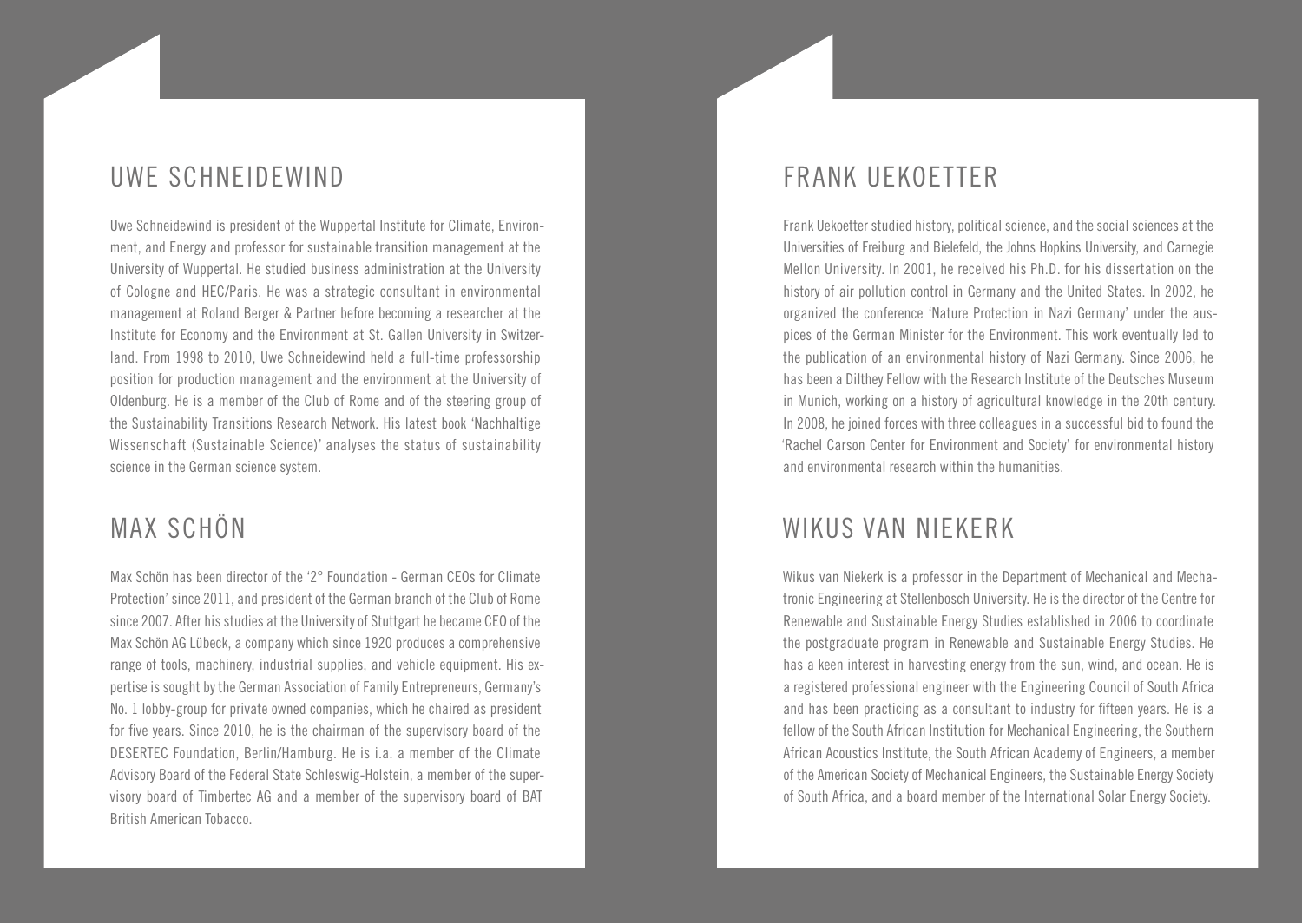## UWE SCHNEIDEWIND

Uwe Schneidewind is president of the Wuppertal Institute for Climate, Environment, and Energy and professor for sustainable transition management at the University of Wuppertal. He studied business administration at the University of Cologne and HEC/Paris. He was a strategic consultant in environmental management at Roland Berger & Partner before becoming a researcher at the Institute for Economy and the Environment at St. Gallen University in Switzerland. From 1998 to 2010, Uwe Schneidewind held a full-time professorship position for production management and the environment at the University of Oldenburg. He is a member of the Club of Rome and of the steering group of the Sustainability Transitions Research Network. His latest book 'Nachhaltige Wissenschaft (Sustainable Science)' analyses the status of sustainability science in the German science system.

## MAX SCHÖN

Max Schön has been director of the '2° Foundation - German CEOs for Climate Protection' since 2011, and president of the German branch of the Club of Rome since 2007. After his studies at the University of Stuttgart he became CEO of the Max Schön AG Lübeck, a company which since 1920 produces a comprehensive range of tools, machinery, industrial supplies, and vehicle equipment. His expertise is sought by the German Association of Family Entrepreneurs, Germany's No. 1 lobby-group for private owned companies, which he chaired as president for five years. Since 2010, he is the chairman of the supervisory board of the DESERTEC Foundation, Berlin/Hamburg. He is i.a. a member of the Climate Advisory Board of the Federal State Schleswig-Holstein, a member of the supervisory board of Timbertec AG and a member of the supervisory board of BAT British American Tobacco.

## FRANK UEKOETTER

Frank Uekoetter studied history, political science, and the social sciences at the Universities of Freiburg and Bielefeld, the Johns Hopkins University, and Carnegie Mellon University. In 2001, he received his Ph.D. for his dissertation on the history of air pollution control in Germany and the United States. In 2002, he organized the conference 'Nature Protection in Nazi Germany' under the auspices of the German Minister for the Environment. This work eventually led to the publication of an environmental history of Nazi Germany. Since 2006, he has been a Dilthey Fellow with the Research Institute of the Deutsches Museum in Munich, working on a history of agricultural knowledge in the 20th century. In 2008, he joined forces with three colleagues in a successful bid to found the 'Rachel Carson Center for Environment and Society' for environmental history and environmental research within the humanities.

## WIKUS VAN NIEKERK

Wikus van Niekerk is a professor in the Department of Mechanical and Mechatronic Engineering at Stellenbosch University. He is the director of the Centre for Renewable and Sustainable Energy Studies established in 2006 to coordinate the postgraduate program in Renewable and Sustainable Energy Studies. He has a keen interest in harvesting energy from the sun, wind, and ocean. He is a registered professional engineer with the Engineering Council of South Africa and has been practicing as a consultant to industry for fifteen years. He is a fellow of the South African Institution for Mechanical Engineering, the Southern African Acoustics Institute, the South African Academy of Engineers, a member of the American Society of Mechanical Engineers, the Sustainable Energy Society of South Africa, and a board member of the International Solar Energy Society.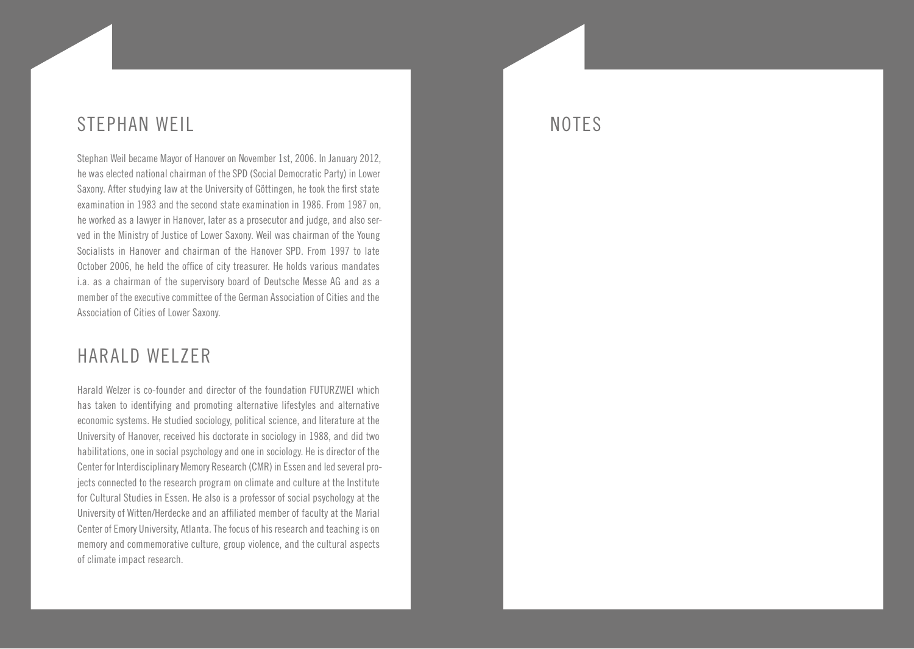## STEPHAN WEIL

Stephan Weil became Mayor of Hanover on November 1st, 2006. In January 2012, he was elected national chairman of the SPD (Social Democratic Party) in Lower Saxony. After studying law at the University of Göttingen, he took the first state examination in 1983 and the second state examination in 1986. From 1987 on, he worked as a lawyer in Hanover, later as a prosecutor and judge, and also served in the Ministry of Justice of Lower Saxony. Weil was chairman of the Young Socialists in Hanover and chairman of the Hanover SPD. From 1997 to late October 2006, he held the office of city treasurer. He holds various mandates i.a. as a chairman of the supervisory board of Deutsche Messe AG and as a member of the executive committee of the German Association of Cities and the Association of Cities of Lower Saxony.

## HARALD WELZER

Harald Welzer is co-founder and director of the foundation FUTURZWEI which has taken to identifying and promoting alternative lifestyles and alternative economic systems. He studied sociology, political science, and literature at the University of Hanover, received his doctorate in sociology in 1988, and did two habilitations, one in social psychology and one in sociology. He is director of the Center for Interdisciplinary Memory Research (CMR) in Essen and led several projects connected to the research program on climate and culture at the Institute for Cultural Studies in Essen. He also is a professor of social psychology at the University of Witten/Herdecke and an affiliated member of faculty at the Marial Center of Emory University, Atlanta. The focus of his research and teaching is on memory and commemorative culture, group violence, and the cultural aspects of climate impact research.

## NOTES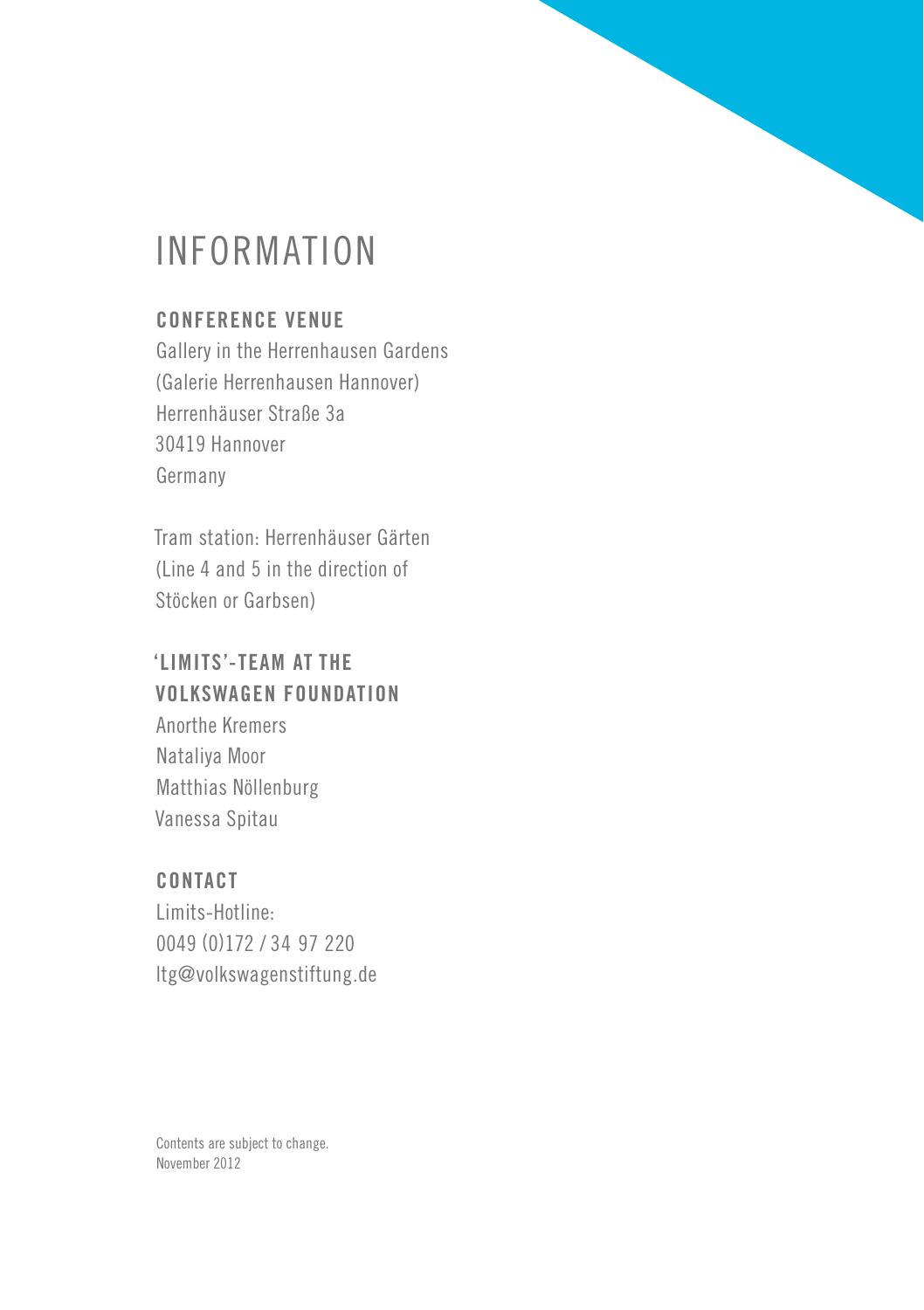# INFORMATION

## CONFERENCE VENUE

Gallery in the Herrenhausen Gardens
(Galerie Herrenhausen Hannover)
Herrenhäuser Straße 3a
30419 Hannover
Germany

Tram station: Herrenhäuser Gärten
(Line 4 and 5 in the direction of
Stöcken or Garbsen)

## 'LIMITS'-TEAM AT THE VOLKSWAGEN FOUNDATION

Anorthe Kremers
Nataliya Moor
Matthias Nöllenburg
Vanessa Spitau

## CONTACT

Limits-Hotline:
0049 (0)172 / 34 97 220
ltg@volkswagenstiftung.de

Contents are subject to change.
November 2012